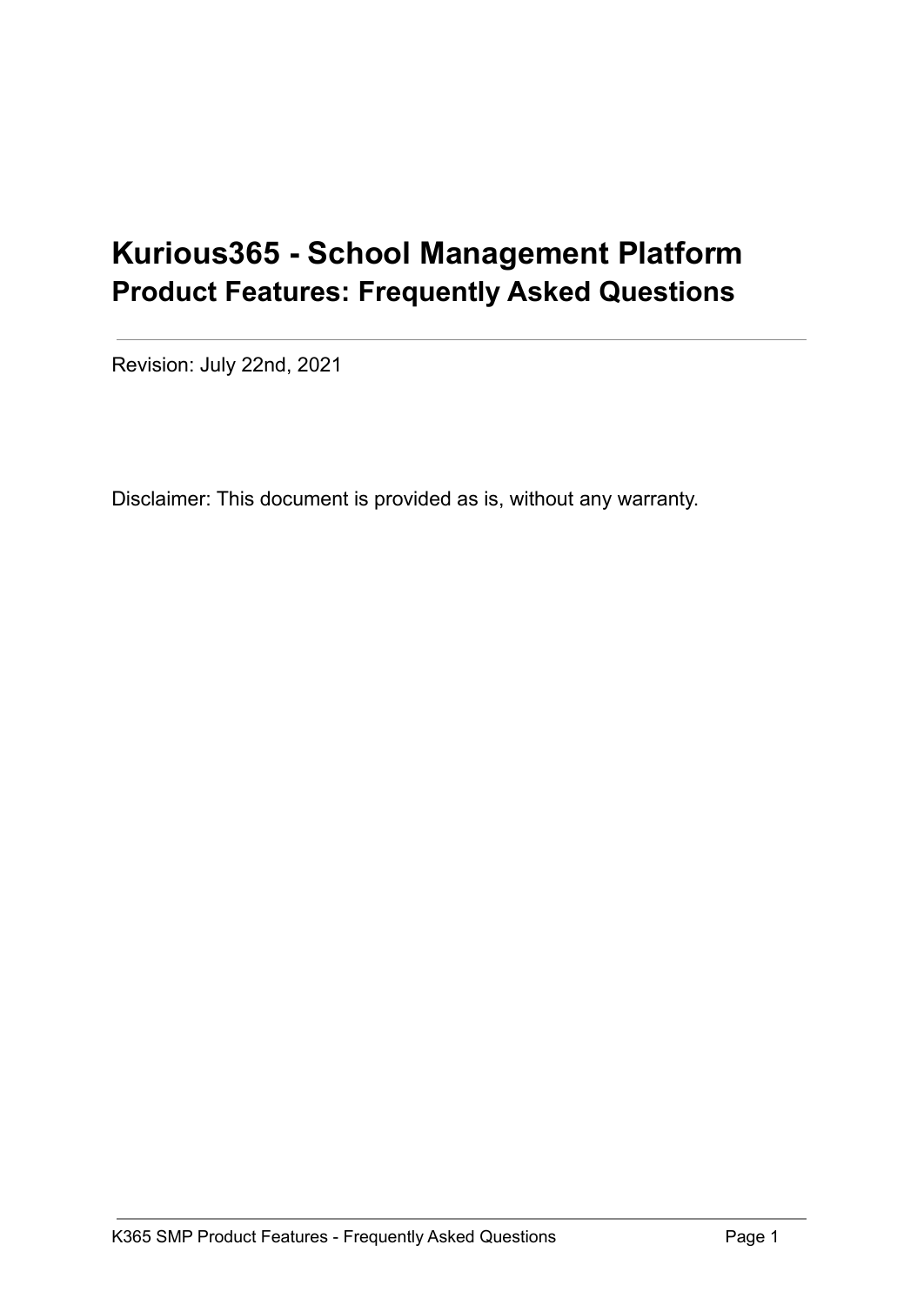# Kurious365 - School Management Platform

## Product Features: Frequently Asked Questions

---

Revision: July 22nd, 2021

Disclaimer: This document is provided as is, without any warranty.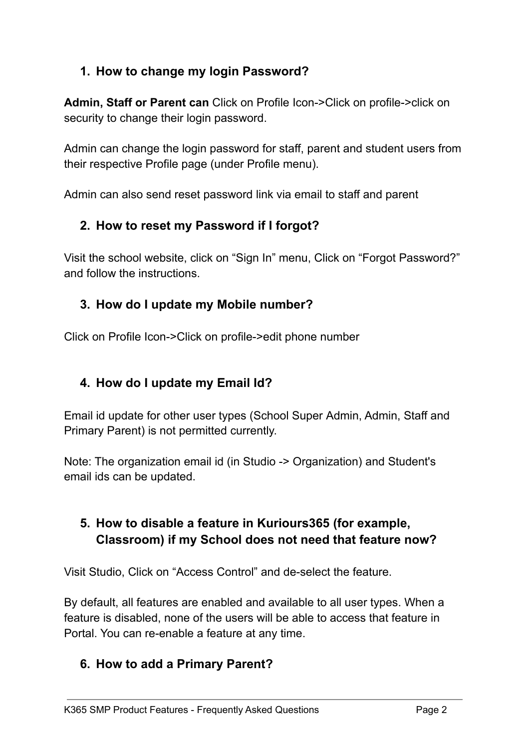## 1. How to change my login Password?

**Admin, Staff or Parent can** Click on Profile Icon->Click on profile->click on security to change their login password.

Admin can change the login password for staff, parent and student users from their respective Profile page (under Profile menu).

Admin can also send reset password link via email to staff and parent

## 2. How to reset my Password if I forgot?

Visit the school website, click on “Sign In” menu, Click on “Forgot Password?” and follow the instructions.

## 3. How do I update my Mobile number?

Click on Profile Icon->Click on profile->edit phone number

## 4. How do I update my Email Id?

Email id update for other user types (School Super Admin, Admin, Staff and Primary Parent) is not permitted currently.

Note: The organization email id (in Studio -> Organization) and Student's email ids can be updated.

## 5. How to disable a feature in Kuriours365 (for example, Classroom) if my School does not need that feature now?

Visit Studio, Click on “Access Control” and de-select the feature.

By default, all features are enabled and available to all user types. When a feature is disabled, none of the users will be able to access that feature in Portal. You can re-enable a feature at any time.

## 6. How to add a Primary Parent?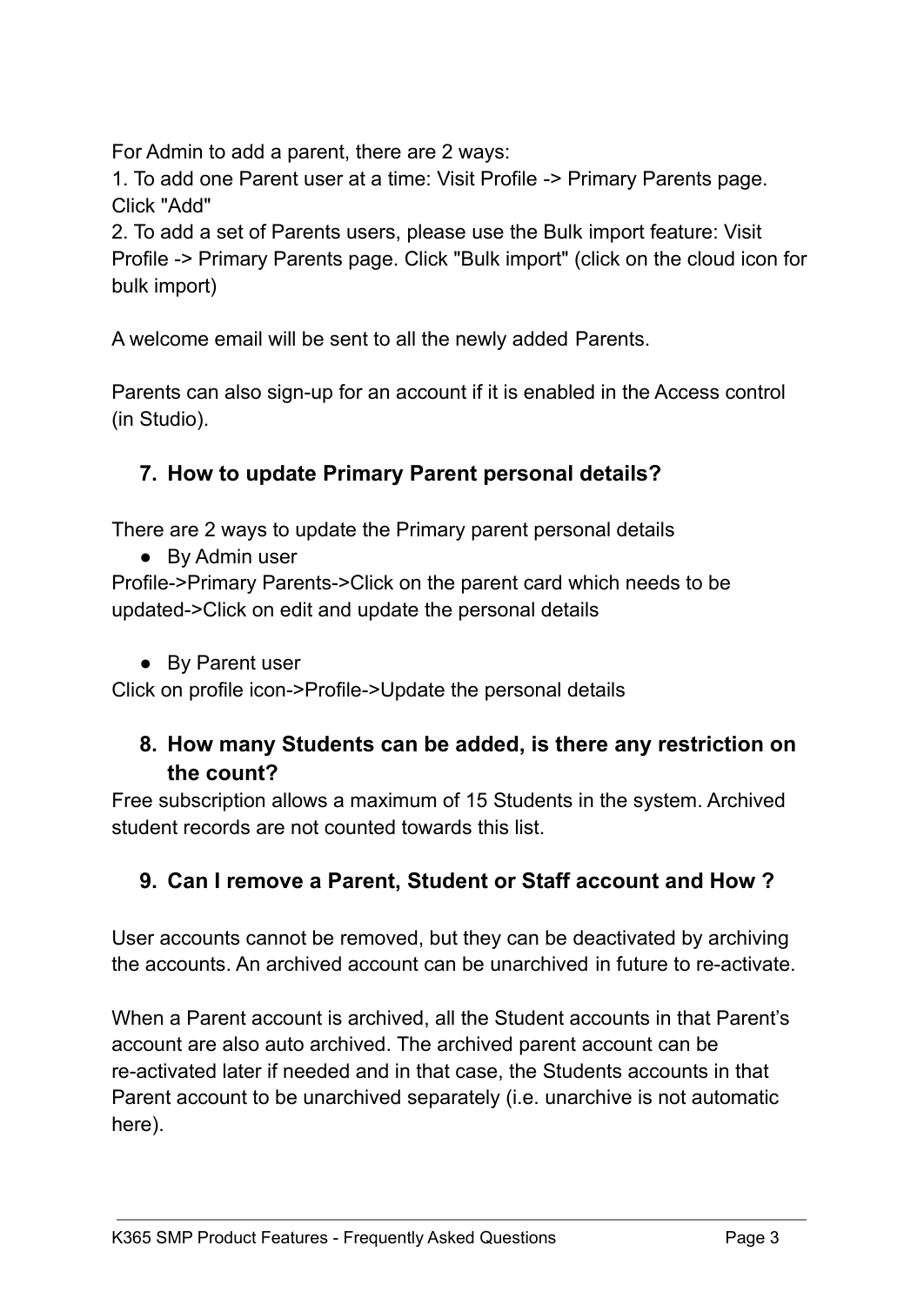For Admin to add a parent, there are 2 ways:
1. To add one Parent user at a time: Visit Profile -> Primary Parents page. Click "Add"
2. To add a set of Parents users, please use the Bulk import feature: Visit Profile -> Primary Parents page. Click "Bulk import" (click on the cloud icon for bulk import)

A welcome email will be sent to all the newly added Parents.

Parents can also sign-up for an account if it is enabled in the Access control (in Studio).

### 7. How to update Primary Parent personal details?

There are 2 ways to update the Primary parent personal details

- By Admin user

Profile->Primary Parents->Click on the parent card which needs to be updated->Click on edit and update the personal details

- By Parent user

Click on profile icon->Profile->Update the personal details

### 8. How many Students can be added, is there any restriction on the count?

Free subscription allows a maximum of 15 Students in the system. Archived student records are not counted towards this list.

### 9. Can I remove a Parent, Student or Staff account and How ?

User accounts cannot be removed, but they can be deactivated by archiving the accounts. An archived account can be unarchived in future to re-activate.

When a Parent account is archived, all the Student accounts in that Parent's account are also auto archived. The archived parent account can be re-activated later if needed and in that case, the Students accounts in that Parent account to be unarchived separately (i.e. unarchive is not automatic here).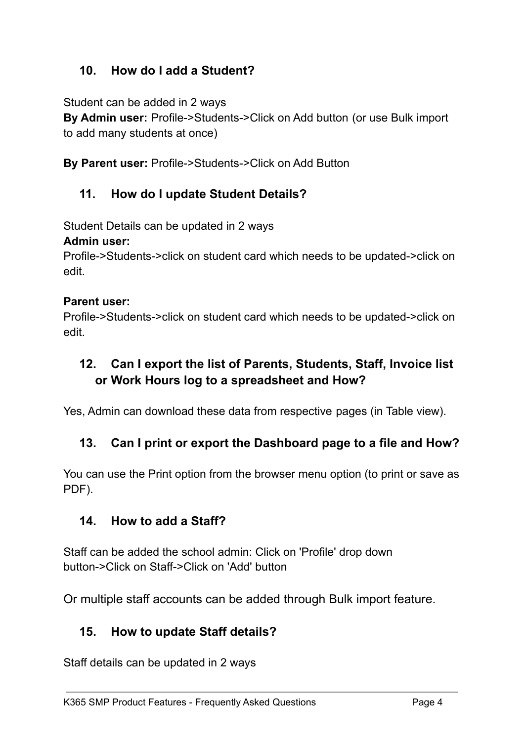### 10. How do I add a Student?

Student can be added in 2 ways
**By Admin user:** Profile->Students->Click on Add button (or use Bulk import to add many students at once)

**By Parent user:** Profile->Students->Click on Add Button

### 11. How do I update Student Details?

Student Details can be updated in 2 ways
**Admin user:**
Profile->Students->click on student card which needs to be updated->click on edit.

**Parent user:**
Profile->Students->click on student card which needs to be updated->click on edit.

### 12. Can I export the list of Parents, Students, Staff, Invoice list or Work Hours log to a spreadsheet and How?

Yes, Admin can download these data from respective pages (in Table view).

### 13. Can I print or export the Dashboard page to a file and How?

You can use the Print option from the browser menu option (to print or save as PDF).

### 14. How to add a Staff?

Staff can be added the school admin: Click on 'Profile' drop down button->Click on Staff->Click on 'Add' button

Or multiple staff accounts can be added through Bulk import feature.

### 15. How to update Staff details?

Staff details can be updated in 2 ways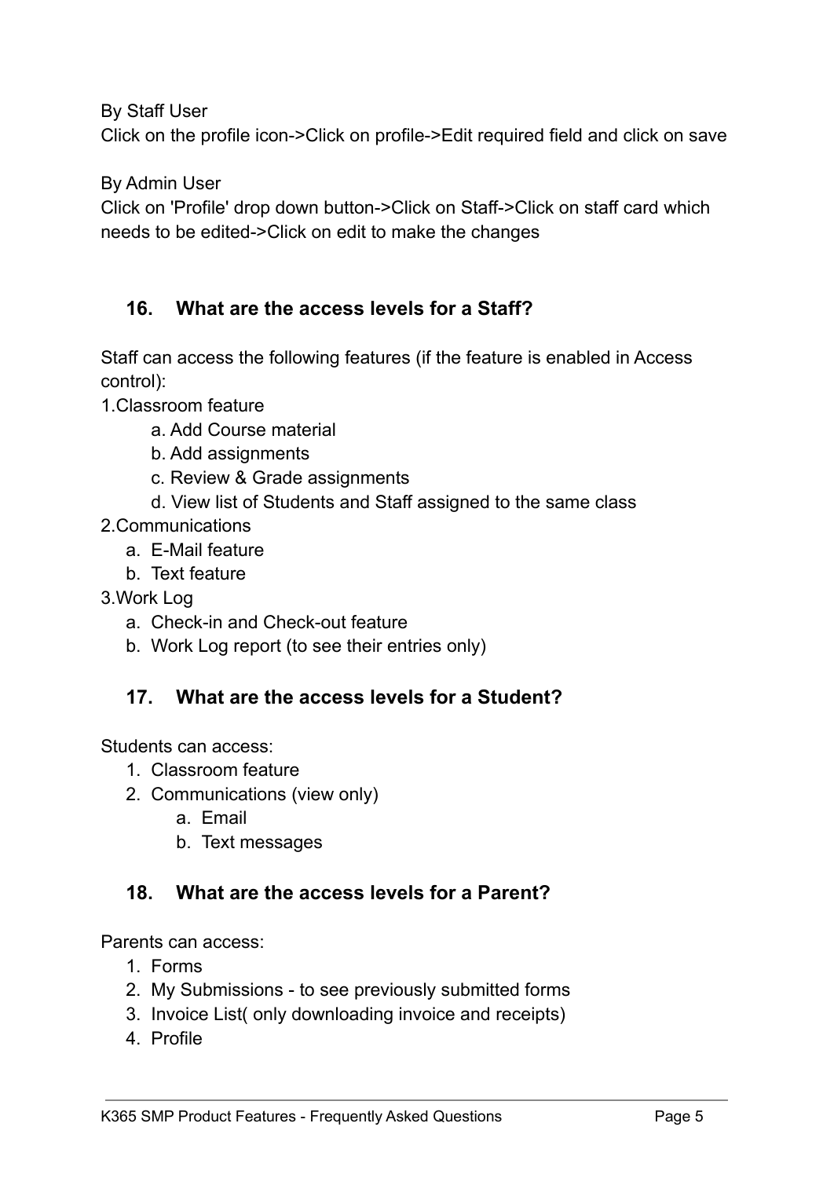By Staff User

Click on the profile icon->Click on profile->Edit required field and click on save

By Admin User

Click on 'Profile' drop down button->Click on Staff->Click on staff card which needs to be edited->Click on edit to make the changes

### 16. What are the access levels for a Staff?

Staff can access the following features (if the feature is enabled in Access control):

1. Classroom feature
    a. Add Course material
    b. Add assignments
    c. Review & Grade assignments
    d. View list of Students and Staff assigned to the same class
2. Communications
    a. E-Mail feature
    b. Text feature
3. Work Log
    a. Check-in and Check-out feature
    b. Work Log report (to see their entries only)

### 17. What are the access levels for a Student?

Students can access:

1. Classroom feature
2. Communications (view only)
    a. Email
    b. Text messages

### 18. What are the access levels for a Parent?

Parents can access:

1. Forms
2. My Submissions - to see previously submitted forms
3. Invoice List( only downloading invoice and receipts)
4. Profile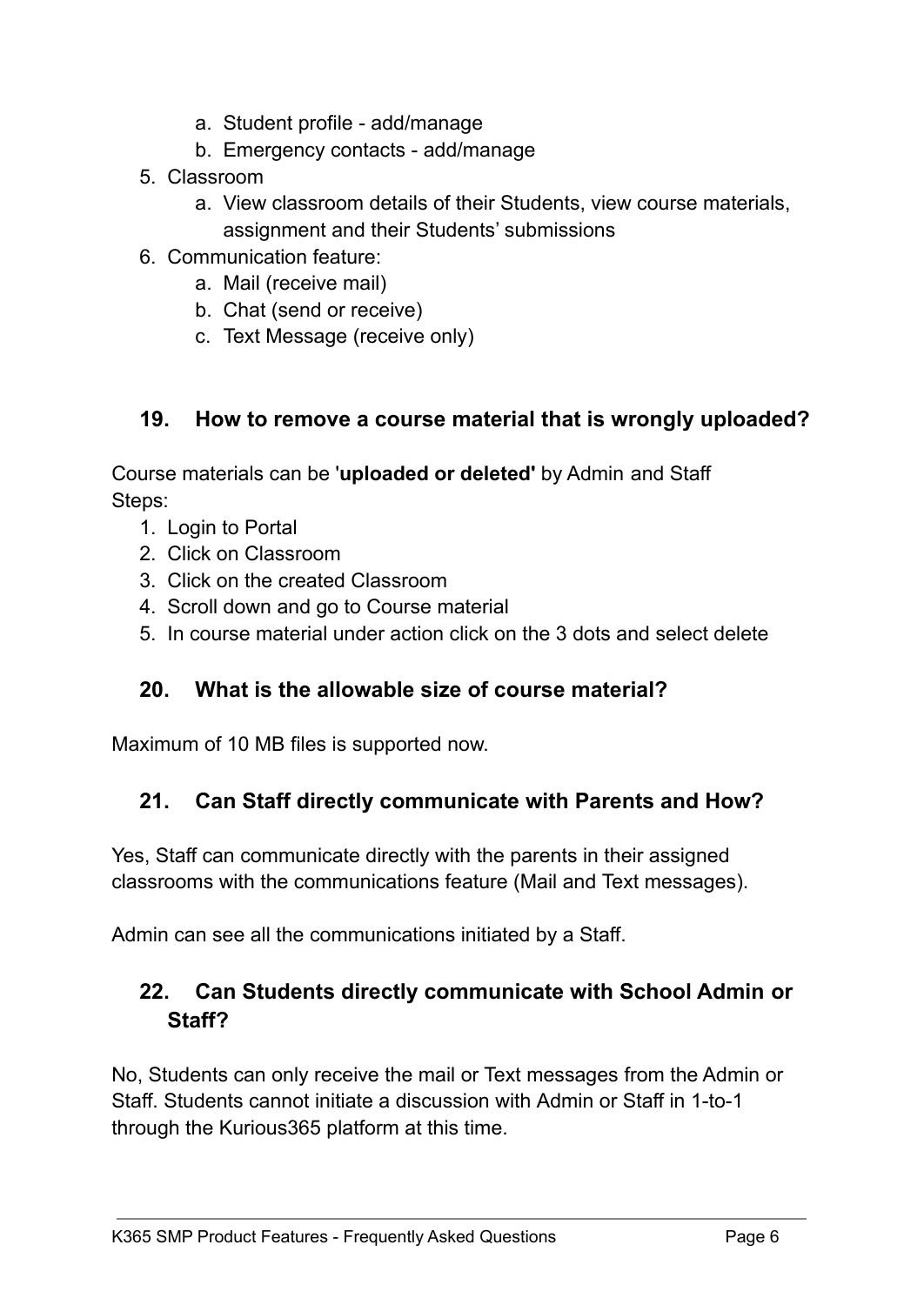a. Student profile - add/manage
   b. Emergency contacts - add/manage
5. Classroom
   a. View classroom details of their Students, view course materials, assignment and their Students' submissions
6. Communication feature:
   a. Mail (receive mail)
   b. Chat (send or receive)
   c. Text Message (receive only)

### 19. How to remove a course material that is wrongly uploaded?

Course materials can be '**uploaded or deleted'** by Admin and Staff
Steps:

1. Login to Portal
2. Click on Classroom
3. Click on the created Classroom
4. Scroll down and go to Course material
5. In course material under action click on the 3 dots and select delete

### 20. What is the allowable size of course material?

Maximum of 10 MB files is supported now.

### 21. Can Staff directly communicate with Parents and How?

Yes, Staff can communicate directly with the parents in their assigned classrooms with the communications feature (Mail and Text messages).

Admin can see all the communications initiated by a Staff.

### 22. Can Students directly communicate with School Admin or Staff?

No, Students can only receive the mail or Text messages from the Admin or Staff. Students cannot initiate a discussion with Admin or Staff in 1-to-1 through the Kurious365 platform at this time.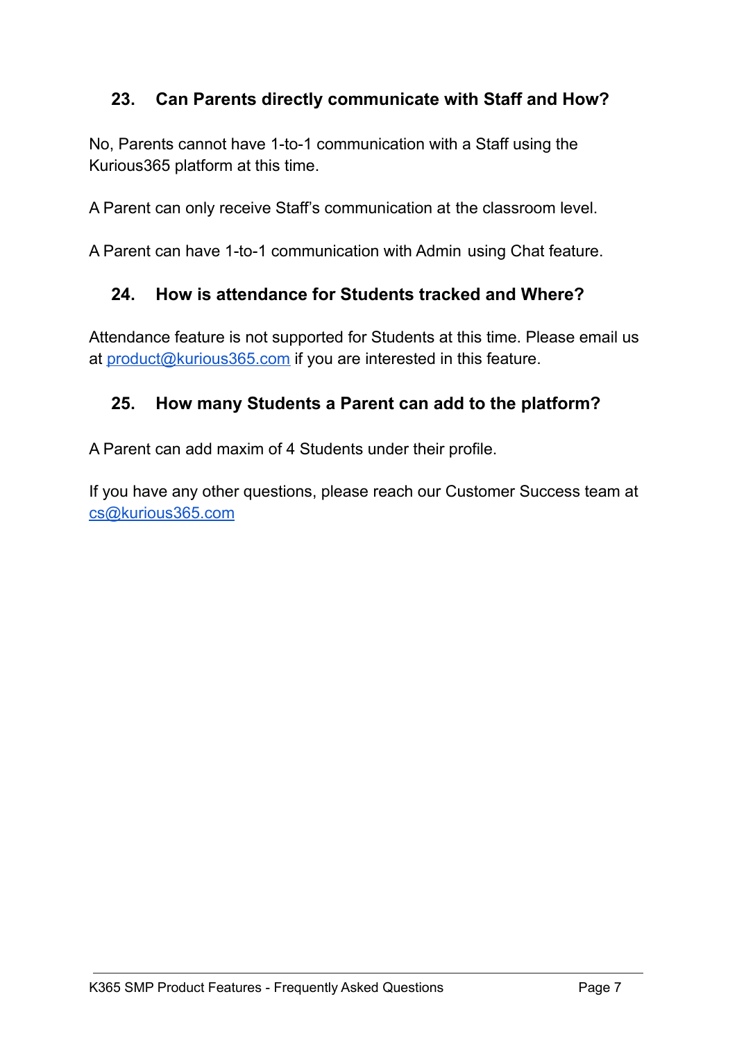### 23. Can Parents directly communicate with Staff and How?

No, Parents cannot have 1-to-1 communication with a Staff using the Kurious365 platform at this time.

A Parent can only receive Staff's communication at the classroom level.

A Parent can have 1-to-1 communication with Admin using Chat feature.

### 24. How is attendance for Students tracked and Where?

Attendance feature is not supported for Students at this time. Please email us at product@kurious365.com if you are interested in this feature.

### 25. How many Students a Parent can add to the platform?

A Parent can add maxim of 4 Students under their profile.

If you have any other questions, please reach our Customer Success team at cs@kurious365.com